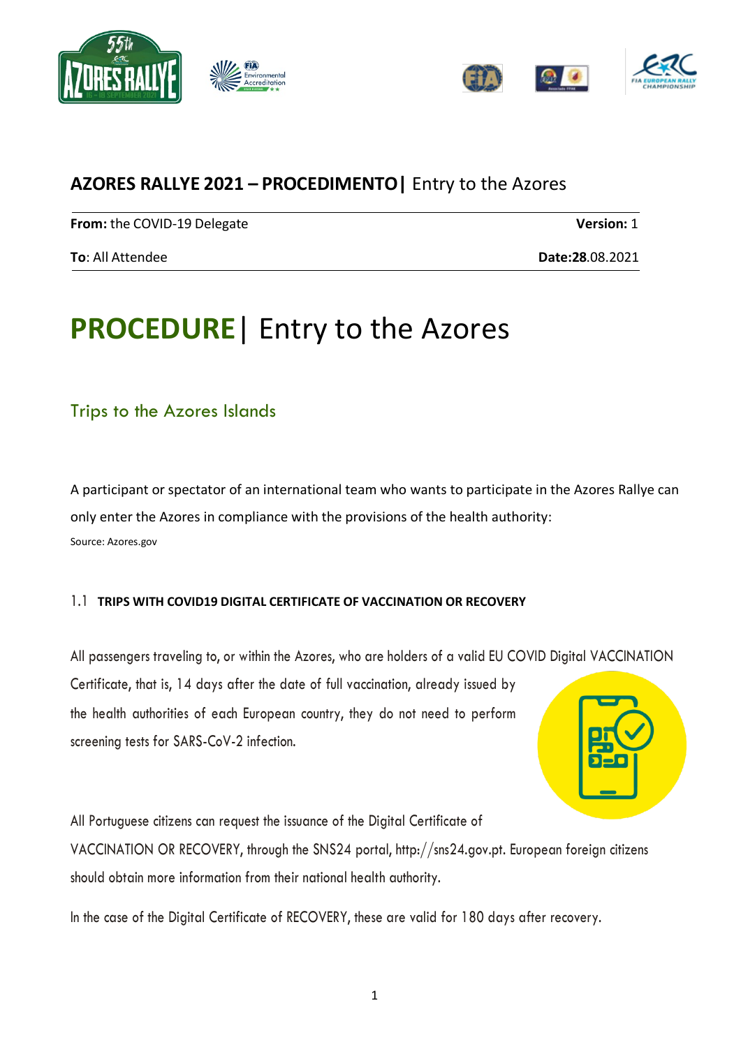## AZORES RALLYE 2021 – PROCEDIMENTO | Entry to the Azores

| **From:** the COVID-19 Delegate | **Version:** 1 |
|---|---|
| **To**: All Attendee | **Date:28**.08.2021 |

# PROCEDURE | Entry to the Azores

## Trips to the Azores Islands

A participant or spectator of an international team who wants to participate in the Azores Rallye can only enter the Azores in compliance with the provisions of the health authority:

Source: Azores.gov

### 1.1 TRIPS WITH COVID19 DIGITAL CERTIFICATE OF VACCINATION OR RECOVERY

All passengers traveling to, or within the Azores, who are holders of a valid EU COVID Digital VACCINATION Certificate, that is, 14 days after the date of full vaccination, already issued by the health authorities of each European country, they do not need to perform screening tests for SARS-CoV-2 infection.

All Portuguese citizens can request the issuance of the Digital Certificate of VACCINATION OR RECOVERY, through the SNS24 portal, http://sns24.gov.pt. European foreign citizens should obtain more information from their national health authority.

In the case of the Digital Certificate of RECOVERY, these are valid for 180 days after recovery.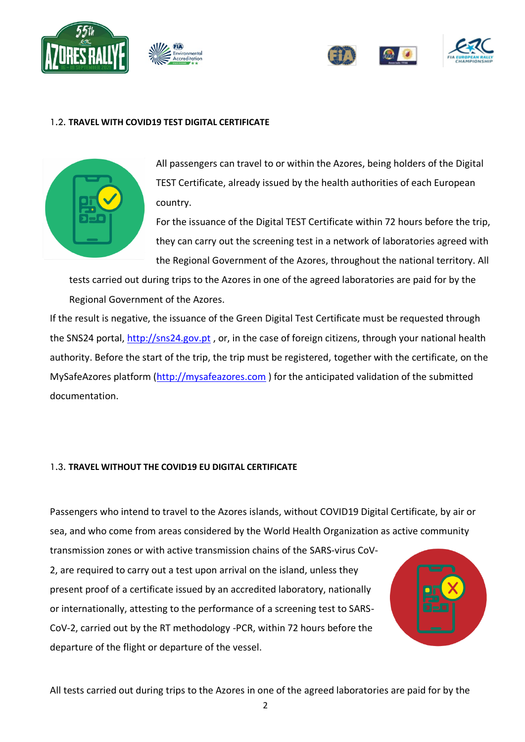### 1.2. TRAVEL WITH COVID19 TEST DIGITAL CERTIFICATE

All passengers can travel to or within the Azores, being holders of the Digital TEST Certificate, already issued by the health authorities of each European country.

For the issuance of the Digital TEST Certificate within 72 hours before the trip, they can carry out the screening test in a network of laboratories agreed with the Regional Government of the Azores, throughout the national territory. All tests carried out during trips to the Azores in one of the agreed laboratories are paid for by the Regional Government of the Azores.

If the result is negative, the issuance of the Green Digital Test Certificate must be requested through the SNS24 portal, http://sns24.gov.pt , or, in the case of foreign citizens, through your national health authority. Before the start of the trip, the trip must be registered, together with the certificate, on the MySafeAzores platform (http://mysafeazores.com ) for the anticipated validation of the submitted documentation.

### 1.3. TRAVEL WITHOUT THE COVID19 EU DIGITAL CERTIFICATE

Passengers who intend to travel to the Azores islands, without COVID19 Digital Certificate, by air or sea, and who come from areas considered by the World Health Organization as active community transmission zones or with active transmission chains of the SARS-virus CoV-2, are required to carry out a test upon arrival on the island, unless they present proof of a certificate issued by an accredited laboratory, nationally or internationally, attesting to the performance of a screening test to SARS-CoV-2, carried out by the RT methodology -PCR, within 72 hours before the departure of the flight or departure of the vessel.

All tests carried out during trips to the Azores in one of the agreed laboratories are paid for by the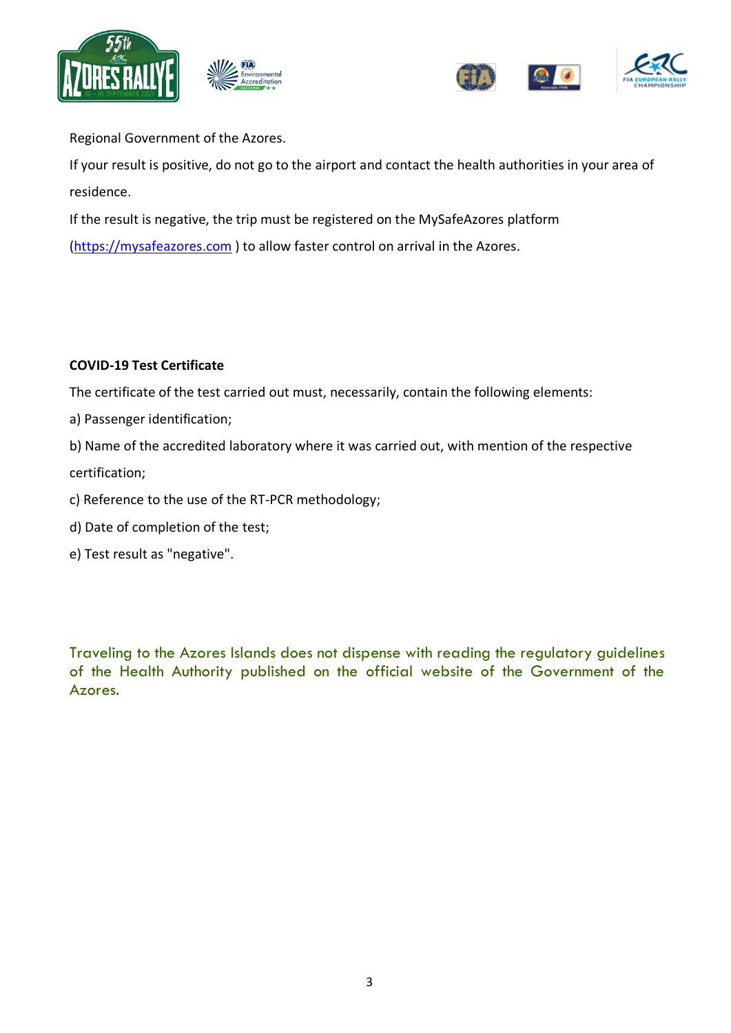Regional Government of the Azores.

If your result is positive, do not go to the airport and contact the health authorities in your area of residence.

If the result is negative, the trip must be registered on the MySafeAzores platform (https://mysafeazores.com ) to allow faster control on arrival in the Azores.

**COVID-19 Test Certificate**

The certificate of the test carried out must, necessarily, contain the following elements:

a) Passenger identification;

b) Name of the accredited laboratory where it was carried out, with mention of the respective certification;

c) Reference to the use of the RT-PCR methodology;

d) Date of completion of the test;

e) Test result as "negative".

Traveling to the Azores Islands does not dispense with reading the regulatory guidelines of the Health Authority published on the official website of the Government of the Azores.